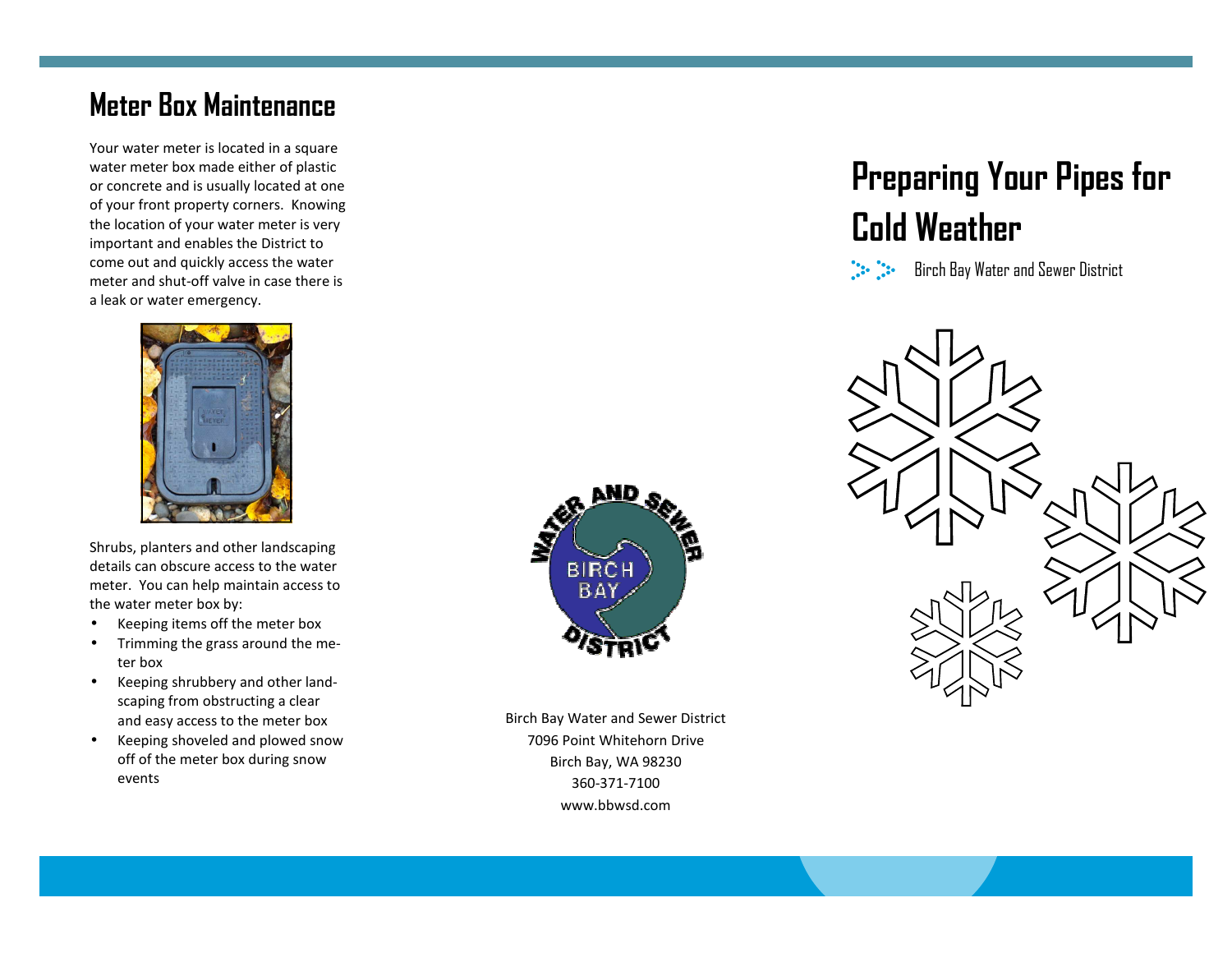## Meter Box Maintenance

Your water meter is located in a square water meter box made either of plastic or concrete and is usually located at one of your front property corners. Knowing the location of your water meter is very important and enables the District to come out and quickly access the water meter and shut-off valve in case there is a leak or water emergency.

Shrubs, planters and other landscaping details can obscure access to the water meter. You can help maintain access to the water meter box by:

- Keeping items off the meter box
- Trimming the grass around the meter box
- Keeping shrubbery and other landscaping from obstructing a clear and easy access to the meter box
- Keeping shoveled and plowed snow off of the meter box during snow events

Birch Bay Water and Sewer District
7096 Point Whitehorn Drive
Birch Bay, WA 98230
360-371-7100
www.bbwsd.com

# Preparing Your Pipes for Cold Weather

Birch Bay Water and Sewer District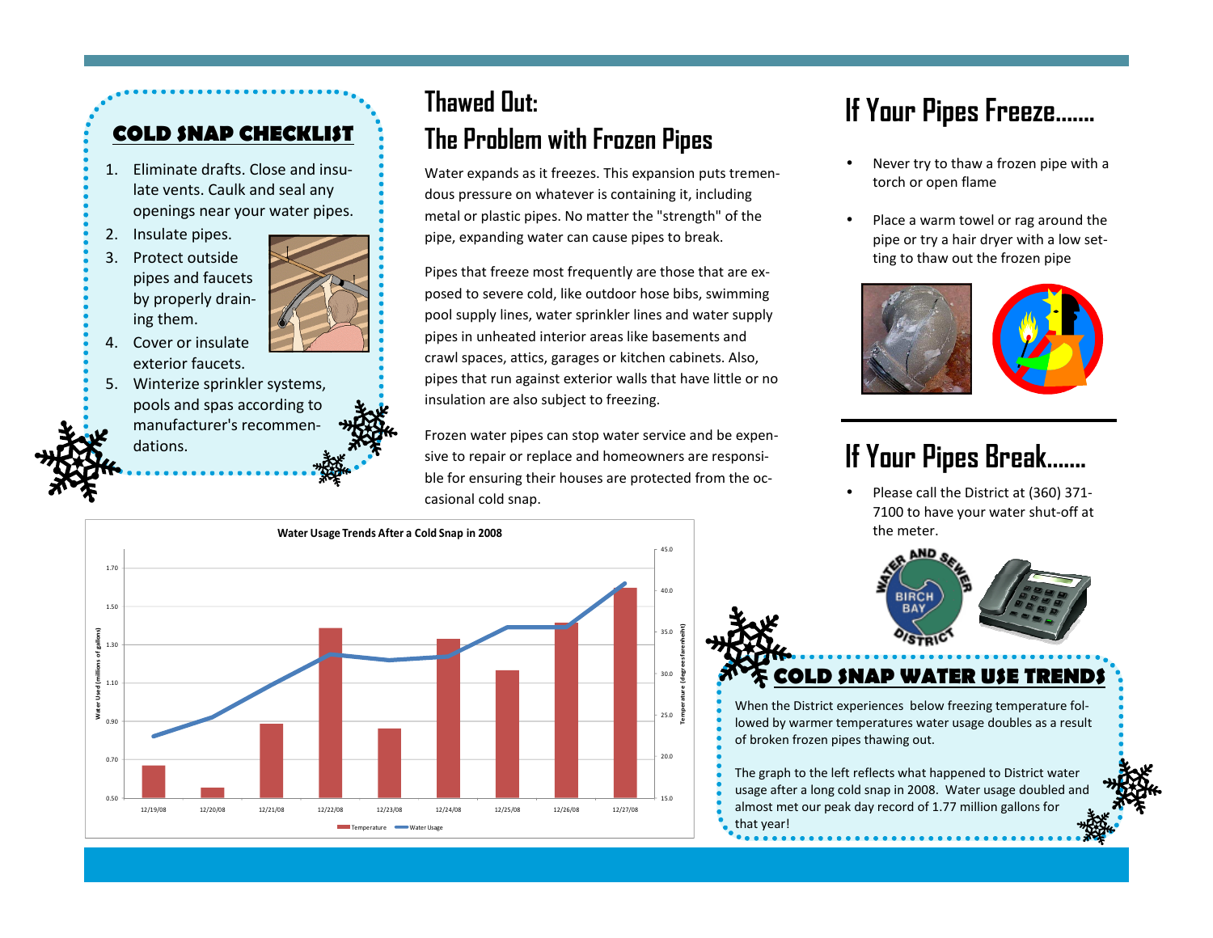## COLD SNAP CHECKLIST

1. Eliminate drafts. Close and insulate vents. Caulk and seal any openings near your water pipes.
2. Insulate pipes.
3. Protect outside pipes and faucets by properly draining them.
4. Cover or insulate exterior faucets.
5. Winterize sprinkler systems, pools and spas according to manufacturer's recommendations.

## Thawed Out: The Problem with Frozen Pipes

Water expands as it freezes. This expansion puts tremendous pressure on whatever is containing it, including metal or plastic pipes. No matter the "strength" of the pipe, expanding water can cause pipes to break.

Pipes that freeze most frequently are those that are exposed to severe cold, like outdoor hose bibs, swimming pool supply lines, water sprinkler lines and water supply pipes in unheated interior areas like basements and crawl spaces, attics, garages or kitchen cabinets. Also, pipes that run against exterior walls that have little or no insulation are also subject to freezing.

Frozen water pipes can stop water service and be expensive to repair or replace and homeowners are responsible for ensuring their houses are protected from the occasional cold snap.

## If Your Pipes Freeze.......

- Never try to thaw a frozen pipe with a torch or open flame
- Place a warm towel or rag around the pipe or try a hair dryer with a low setting to thaw out the frozen pipe

## If Your Pipes Break.......

- Please call the District at (360) 371-7100 to have your water shut-off at the meter.

WATER AND SEWER
BIRCH BAY
DISTRICT

Water Usage Trends After a Cold Snap in 2008

Water Used (millions of gallons)
1.70
1.50
1.30
1.10
0.90
0.70
0.50

Temperature (degrees farenheit)
45.0
40.0
35.0
30.0
25.0
20.0
15.0

12/19/08
12/20/08
12/21/08
12/22/08
12/23/08
12/24/08
12/25/08
12/26/08
12/27/08

Temperature
Water Usage

## COLD SNAP WATER USE TRENDS

When the District experiences below freezing temperature followed by warmer temperatures water usage doubles as a result of broken frozen pipes thawing out.

The graph to the left reflects what happened to District water usage after a long cold snap in 2008. Water usage doubled and almost met our peak day record of 1.77 million gallons for that year!